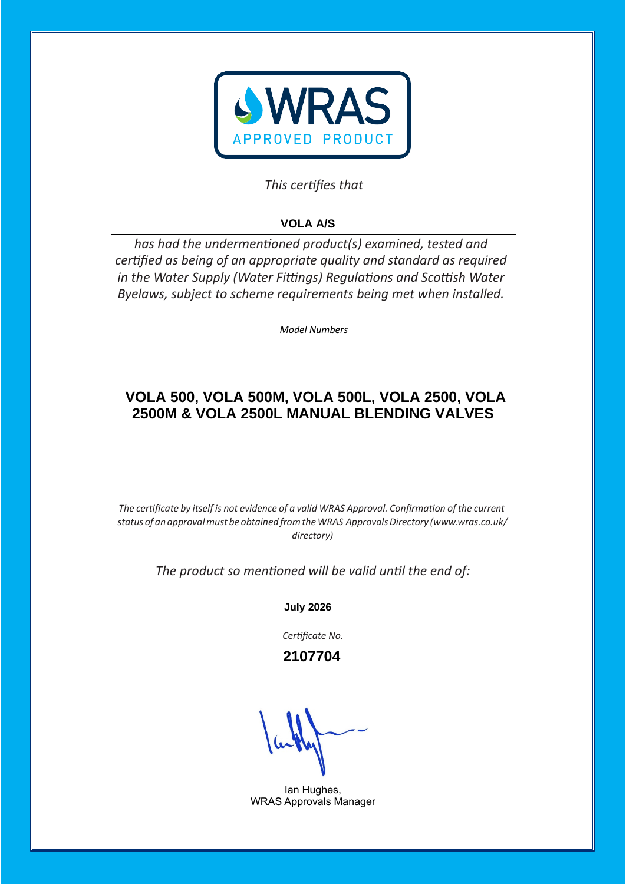WRAS

APPROVED PRODUCT

*This certifies that*

**VOLA A/S**

*has had the undermentioned product(s) examined, tested and certified as being of an appropriate quality and standard as required in the Water Supply (Water Fittings) Regulations and Scottish Water Byelaws, subject to scheme requirements being met when installed.*

*Model Numbers*

## VOLA 500, VOLA 500M, VOLA 500L, VOLA 2500, VOLA 2500M & VOLA 2500L MANUAL BLENDING VALVES

*The certificate by itself is not evidence of a valid WRAS Approval. Confirmation of the current status of an approval must be obtained from the WRAS Approvals Directory (www.wras.co.uk/directory)*

*The product so mentioned will be valid until the end of:*

**July 2026**

*Certificate No.*

**2107704**

Ian Hughes,
WRAS Approvals Manager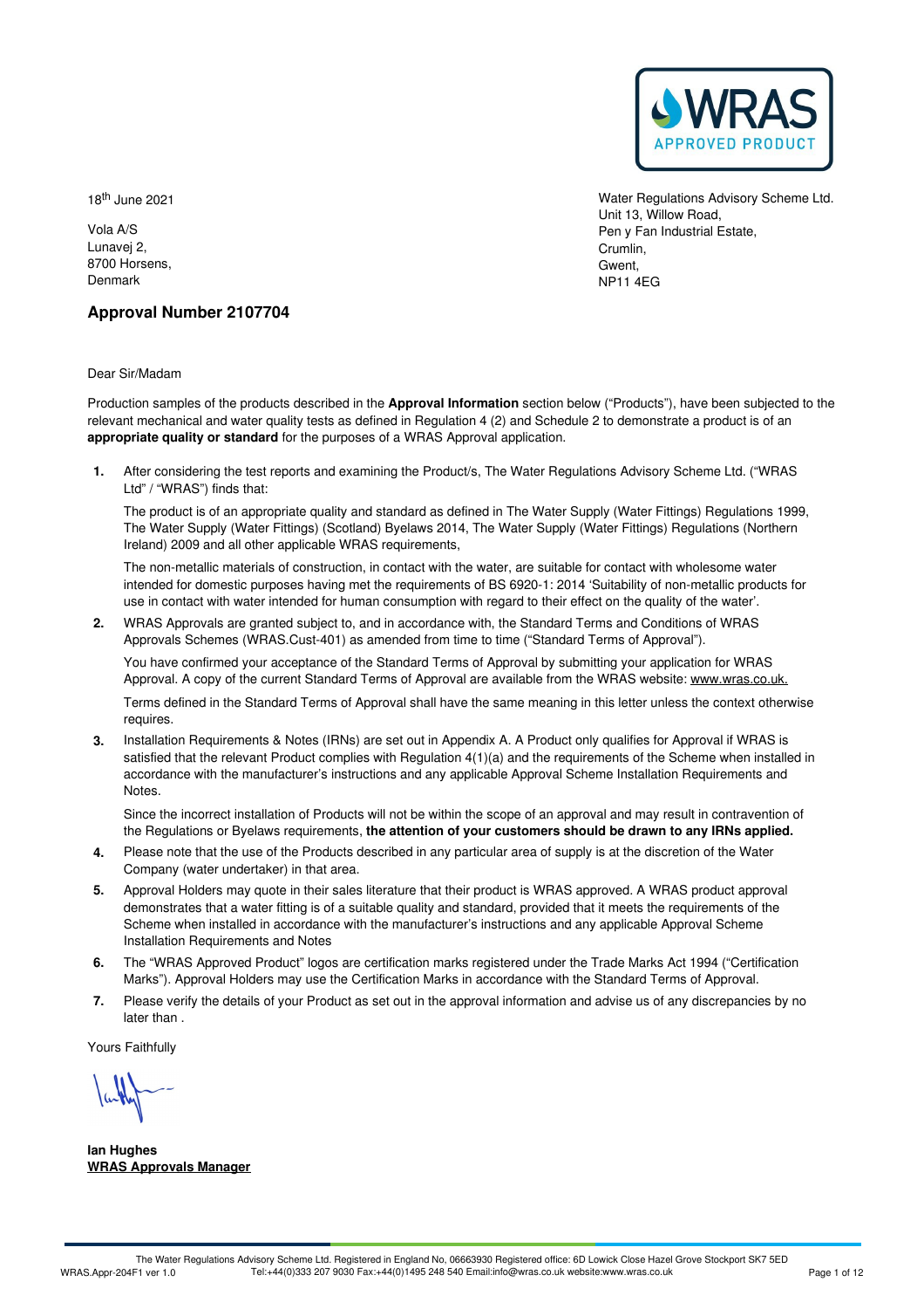18th June 2021

Vola A/S
Lunavej 2,
8700 Horsens,
Denmark

Water Regulations Advisory Scheme Ltd.
Unit 13, Willow Road,
Pen y Fan Industrial Estate,
Crumlin,
Gwent,
NP11 4EG

## Approval Number 2107704

Dear Sir/Madam

Production samples of the products described in the **Approval Information** section below ("Products"), have been subjected to the relevant mechanical and water quality tests as defined in Regulation 4 (2) and Schedule 2 to demonstrate a product is of an **appropriate quality or standard** for the purposes of a WRAS Approval application.

1. After considering the test reports and examining the Product/s, The Water Regulations Advisory Scheme Ltd. ("WRAS Ltd" / "WRAS") finds that:

   The product is of an appropriate quality and standard as defined in The Water Supply (Water Fittings) Regulations 1999, The Water Supply (Water Fittings) (Scotland) Byelaws 2014, The Water Supply (Water Fittings) Regulations (Northern Ireland) 2009 and all other applicable WRAS requirements,

   The non-metallic materials of construction, in contact with the water, are suitable for contact with wholesome water intended for domestic purposes having met the requirements of BS 6920-1: 2014 'Suitability of non-metallic products for use in contact with water intended for human consumption with regard to their effect on the quality of the water'.

2. WRAS Approvals are granted subject to, and in accordance with, the Standard Terms and Conditions of WRAS Approvals Schemes (WRAS.Cust-401) as amended from time to time ("Standard Terms of Approval").

   You have confirmed your acceptance of the Standard Terms of Approval by submitting your application for WRAS Approval. A copy of the current Standard Terms of Approval are available from the WRAS website: www.wras.co.uk.

   Terms defined in the Standard Terms of Approval shall have the same meaning in this letter unless the context otherwise requires.

3. Installation Requirements & Notes (IRNs) are set out in Appendix A. A Product only qualifies for Approval if WRAS is satisfied that the relevant Product complies with Regulation 4(1)(a) and the requirements of the Scheme when installed in accordance with the manufacturer's instructions and any applicable Approval Scheme Installation Requirements and Notes.

   Since the incorrect installation of Products will not be within the scope of an approval and may result in contravention of the Regulations or Byelaws requirements, **the attention of your customers should be drawn to any IRNs applied.**

4. Please note that the use of the Products described in any particular area of supply is at the discretion of the Water Company (water undertaker) in that area.

5. Approval Holders may quote in their sales literature that their product is WRAS approved. A WRAS product approval demonstrates that a water fitting is of a suitable quality and standard, provided that it meets the requirements of the Scheme when installed in accordance with the manufacturer's instructions and any applicable Approval Scheme Installation Requirements and Notes

6. The "WRAS Approved Product" logos are certification marks registered under the Trade Marks Act 1994 ("Certification Marks"). Approval Holders may use the Certification Marks in accordance with the Standard Terms of Approval.

7. Please verify the details of your Product as set out in the approval information and advise us of any discrepancies by no later than .

Yours Faithfully

**Ian Hughes**
**WRAS Approvals Manager**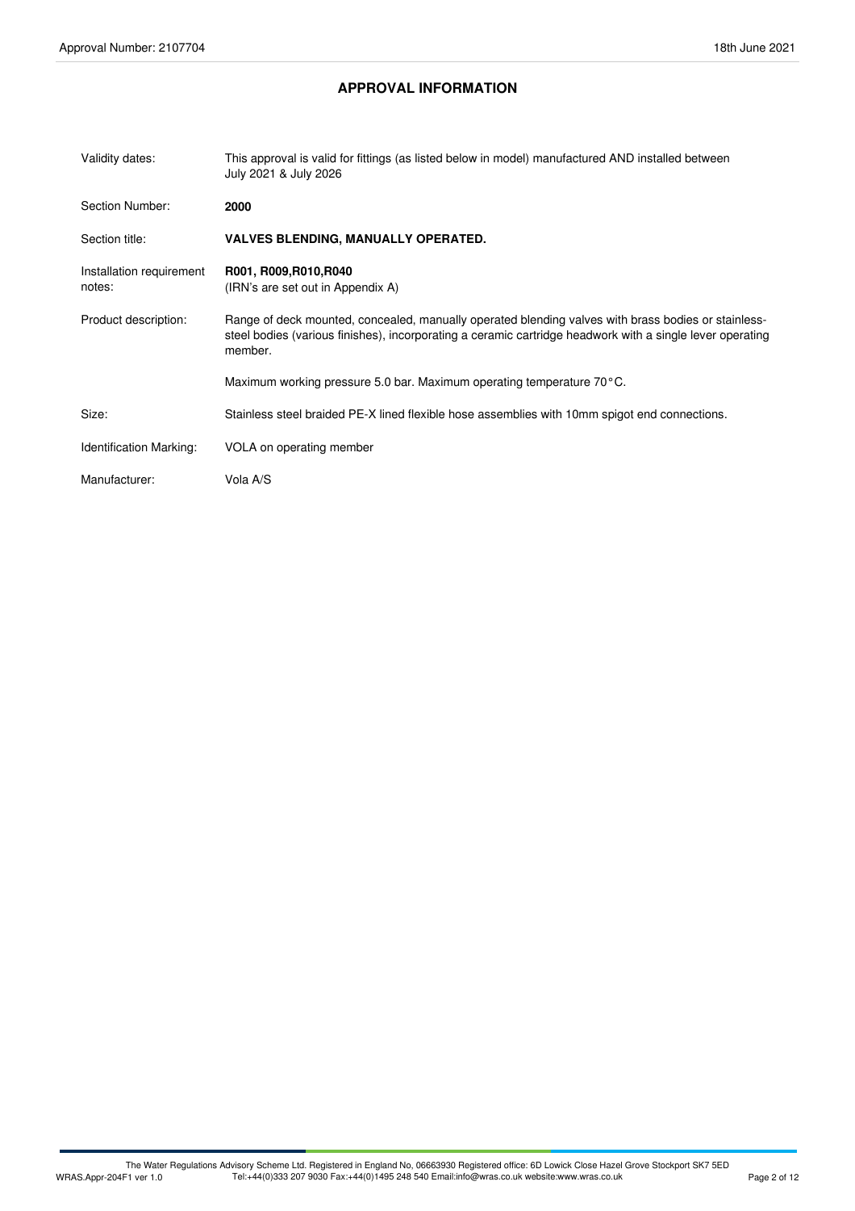## APPROVAL INFORMATION

| | |
|---|---|
| Validity dates: | This approval is valid for fittings (as listed below in model) manufactured AND installed between July 2021 & July 2026 |
| Section Number: | **2000** |
| Section title: | **VALVES BLENDING, MANUALLY OPERATED.** |
| Installation requirement notes: | **R001, R009,R010,R040**<br>(IRN's are set out in Appendix A) |
| Product description: | Range of deck mounted, concealed, manually operated blending valves with brass bodies or stainless-steel bodies (various finishes), incorporating a ceramic cartridge headwork with a single lever operating member.<br><br>Maximum working pressure 5.0 bar. Maximum operating temperature 70°C. |
| Size: | Stainless steel braided PE-X lined flexible hose assemblies with 10mm spigot end connections. |
| Identification Marking: | VOLA on operating member |
| Manufacturer: | Vola A/S |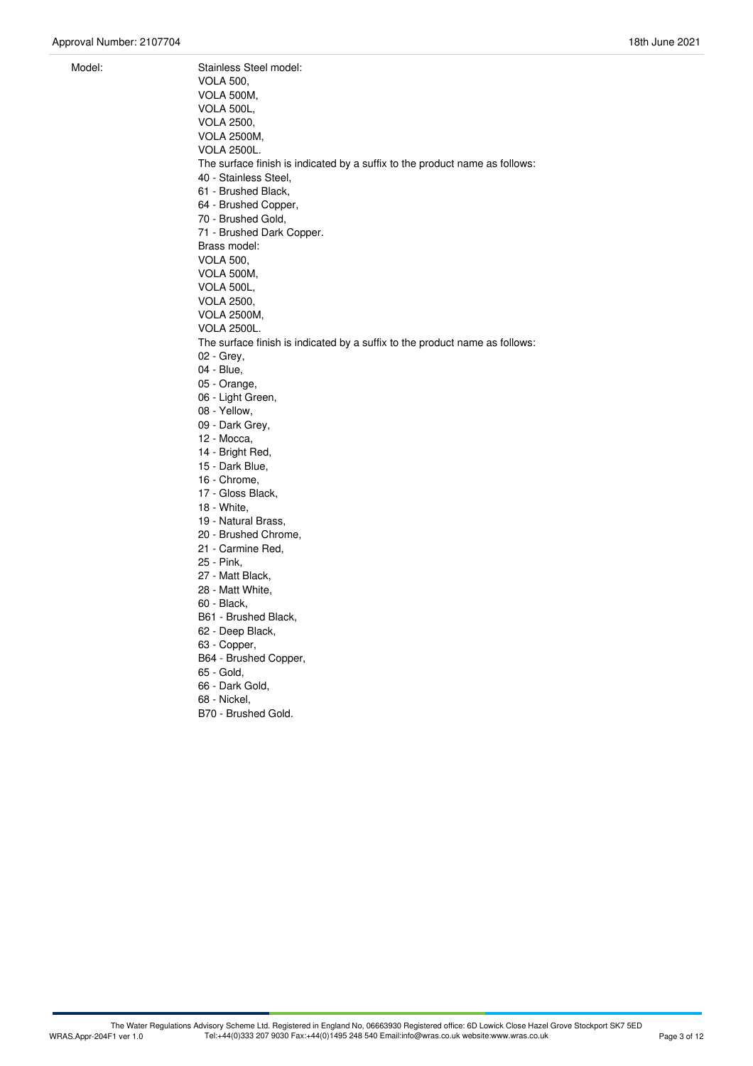Model:

Stainless Steel model:
VOLA 500,
VOLA 500M,
VOLA 500L,
VOLA 2500,
VOLA 2500M,
VOLA 2500L.
The surface finish is indicated by a suffix to the product name as follows:
40 - Stainless Steel,
61 - Brushed Black,
64 - Brushed Copper,
70 - Brushed Gold,
71 - Brushed Dark Copper.
Brass model:
VOLA 500,
VOLA 500M,
VOLA 500L,
VOLA 2500,
VOLA 2500M,
VOLA 2500L.
The surface finish is indicated by a suffix to the product name as follows:
02 - Grey,
04 - Blue,
05 - Orange,
06 - Light Green,
08 - Yellow,
09 - Dark Grey,
12 - Mocca,
14 - Bright Red,
15 - Dark Blue,
16 - Chrome,
17 - Gloss Black,
18 - White,
19 - Natural Brass,
20 - Brushed Chrome,
21 - Carmine Red,
25 - Pink,
27 - Matt Black,
28 - Matt White,
60 - Black,
B61 - Brushed Black,
62 - Deep Black,
63 - Copper,
B64 - Brushed Copper,
65 - Gold,
66 - Dark Gold,
68 - Nickel,
B70 - Brushed Gold.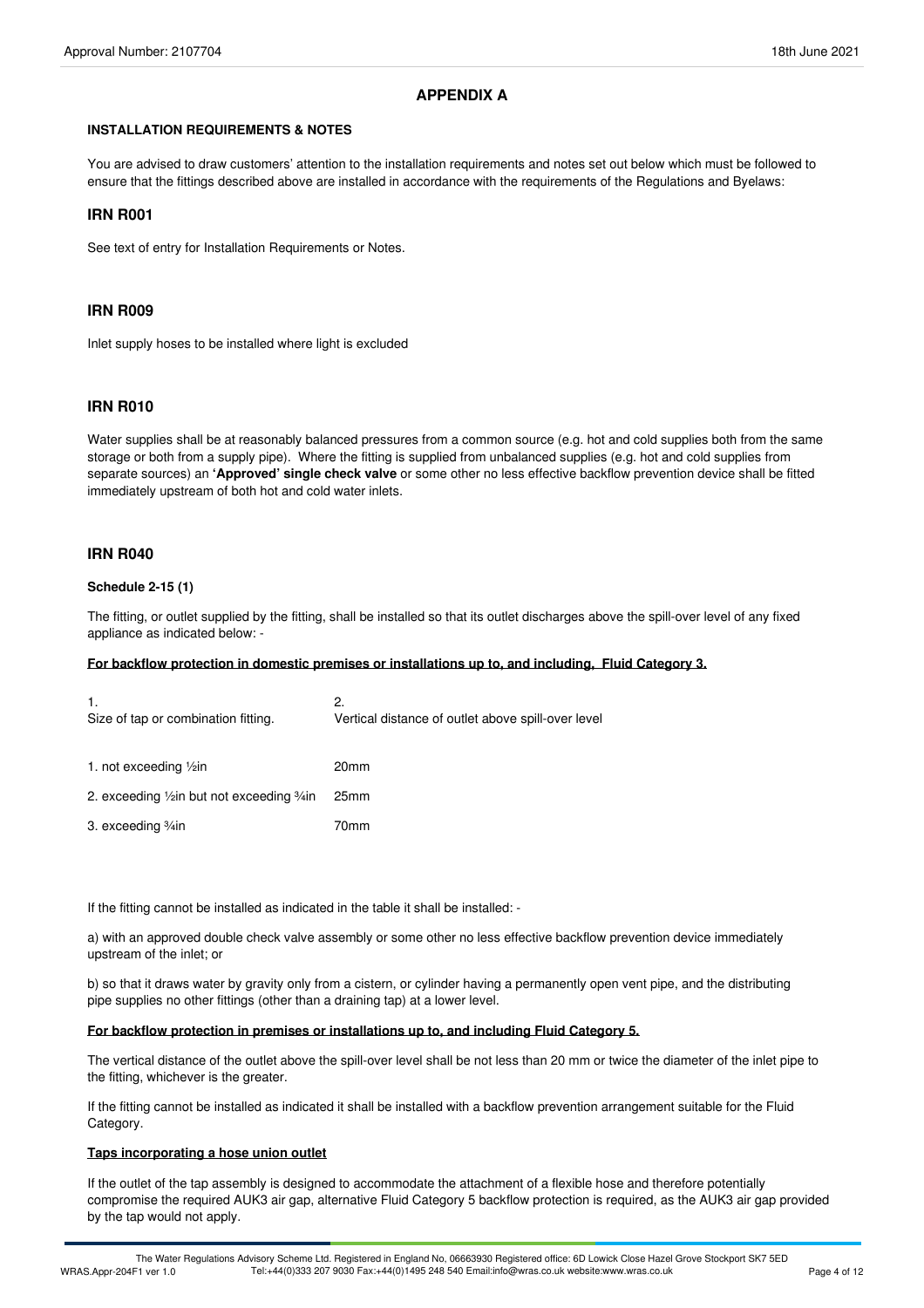## APPENDIX A

**INSTALLATION REQUIREMENTS & NOTES**

You are advised to draw customers' attention to the installation requirements and notes set out below which must be followed to ensure that the fittings described above are installed in accordance with the requirements of the Regulations and Byelaws:

### IRN R001

See text of entry for Installation Requirements or Notes.

### IRN R009

Inlet supply hoses to be installed where light is excluded

### IRN R010

Water supplies shall be at reasonably balanced pressures from a common source (e.g. hot and cold supplies both from the same storage or both from a supply pipe). Where the fitting is supplied from unbalanced supplies (e.g. hot and cold supplies from separate sources) an **'Approved' single check valve** or some other no less effective backflow prevention device shall be fitted immediately upstream of both hot and cold water inlets.

### IRN R040

**Schedule 2-15 (1)**

The fitting, or outlet supplied by the fitting, shall be installed so that its outlet discharges above the spill-over level of any fixed appliance as indicated below: -

**For backflow protection in domestic premises or installations up to, and including, Fluid Category 3.**

| 1. Size of tap or combination fitting. | 2. Vertical distance of outlet above spill-over level |
|---|---|
| 1. not exceeding ½in | 20mm |
| 2. exceeding ½in but not exceeding ¾in | 25mm |
| 3. exceeding ¾in | 70mm |

If the fitting cannot be installed as indicated in the table it shall be installed: -

a) with an approved double check valve assembly or some other no less effective backflow prevention device immediately upstream of the inlet; or

b) so that it draws water by gravity only from a cistern, or cylinder having a permanently open vent pipe, and the distributing pipe supplies no other fittings (other than a draining tap) at a lower level.

**For backflow protection in premises or installations up to, and including Fluid Category 5.**

The vertical distance of the outlet above the spill-over level shall be not less than 20 mm or twice the diameter of the inlet pipe to the fitting, whichever is the greater.

If the fitting cannot be installed as indicated it shall be installed with a backflow prevention arrangement suitable for the Fluid Category.

**Taps incorporating a hose union outlet**

If the outlet of the tap assembly is designed to accommodate the attachment of a flexible hose and therefore potentially compromise the required AUK3 air gap, alternative Fluid Category 5 backflow protection is required, as the AUK3 air gap provided by the tap would not apply.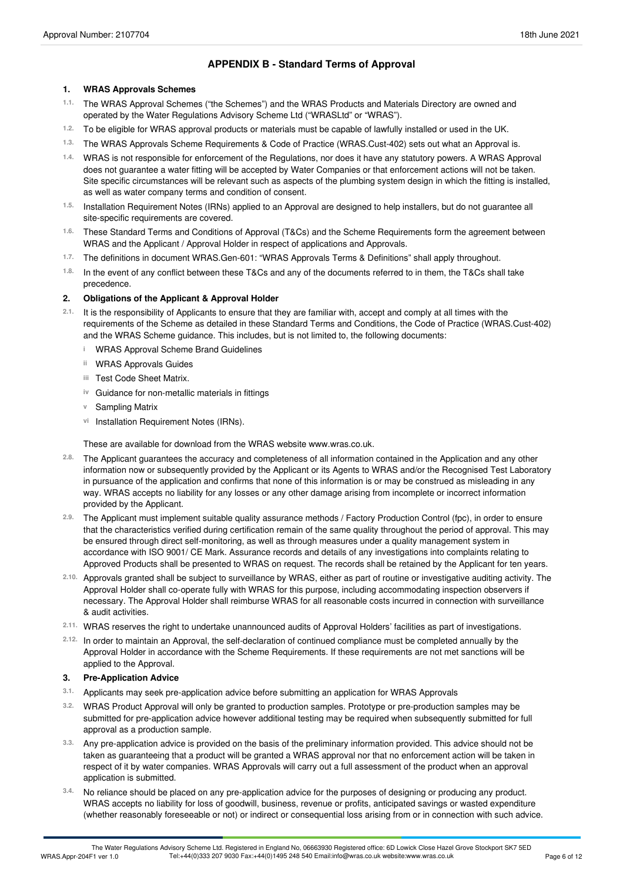## APPENDIX B - Standard Terms of Approval

### 1. WRAS Approvals Schemes

1.1. The WRAS Approval Schemes ("the Schemes") and the WRAS Products and Materials Directory are owned and operated by the Water Regulations Advisory Scheme Ltd ("WRASLtd" or "WRAS").

1.2. To be eligible for WRAS approval products or materials must be capable of lawfully installed or used in the UK.

1.3. The WRAS Approvals Scheme Requirements & Code of Practice (WRAS.Cust-402) sets out what an Approval is.

1.4. WRAS is not responsible for enforcement of the Regulations, nor does it have any statutory powers. A WRAS Approval does not guarantee a water fitting will be accepted by Water Companies or that enforcement actions will not be taken. Site specific circumstances will be relevant such as aspects of the plumbing system design in which the fitting is installed, as well as water company terms and condition of consent.

1.5. Installation Requirement Notes (IRNs) applied to an Approval are designed to help installers, but do not guarantee all site-specific requirements are covered.

1.6. These Standard Terms and Conditions of Approval (T&Cs) and the Scheme Requirements form the agreement between WRAS and the Applicant / Approval Holder in respect of applications and Approvals.

1.7. The definitions in document WRAS.Gen-601: "WRAS Approvals Terms & Definitions" shall apply throughout.

1.8. In the event of any conflict between these T&Cs and any of the documents referred to in them, the T&Cs shall take precedence.

### 2. Obligations of the Applicant & Approval Holder

2.1. It is the responsibility of Applicants to ensure that they are familiar with, accept and comply at all times with the requirements of the Scheme as detailed in these Standard Terms and Conditions, the Code of Practice (WRAS.Cust-402) and the WRAS Scheme guidance. This includes, but is not limited to, the following documents:

- i WRAS Approval Scheme Brand Guidelines
- ii WRAS Approvals Guides
- iii Test Code Sheet Matrix.
- iv Guidance for non-metallic materials in fittings
- v Sampling Matrix
- vi Installation Requirement Notes (IRNs).

These are available for download from the WRAS website www.wras.co.uk.

2.8. The Applicant guarantees the accuracy and completeness of all information contained in the Application and any other information now or subsequently provided by the Applicant or its Agents to WRAS and/or the Recognised Test Laboratory in pursuance of the application and confirms that none of this information is or may be construed as misleading in any way. WRAS accepts no liability for any losses or any other damage arising from incomplete or incorrect information provided by the Applicant.

2.9. The Applicant must implement suitable quality assurance methods / Factory Production Control (fpc), in order to ensure that the characteristics verified during certification remain of the same quality throughout the period of approval. This may be ensured through direct self-monitoring, as well as through measures under a quality management system in accordance with ISO 9001/ CE Mark. Assurance records and details of any investigations into complaints relating to Approved Products shall be presented to WRAS on request. The records shall be retained by the Applicant for ten years.

2.10. Approvals granted shall be subject to surveillance by WRAS, either as part of routine or investigative auditing activity. The Approval Holder shall co-operate fully with WRAS for this purpose, including accommodating inspection observers if necessary. The Approval Holder shall reimburse WRAS for all reasonable costs incurred in connection with surveillance & audit activities.

2.11. WRAS reserves the right to undertake unannounced audits of Approval Holders' facilities as part of investigations.

2.12. In order to maintain an Approval, the self-declaration of continued compliance must be completed annually by the Approval Holder in accordance with the Scheme Requirements. If these requirements are not met sanctions will be applied to the Approval.

### 3. Pre-Application Advice

3.1. Applicants may seek pre-application advice before submitting an application for WRAS Approvals

3.2. WRAS Product Approval will only be granted to production samples. Prototype or pre-production samples may be submitted for pre-application advice however additional testing may be required when subsequently submitted for full approval as a production sample.

3.3. Any pre-application advice is provided on the basis of the preliminary information provided. This advice should not be taken as guaranteeing that a product will be granted a WRAS approval nor that no enforcement action will be taken in respect of it by water companies. WRAS Approvals will carry out a full assessment of the product when an approval application is submitted.

3.4. No reliance should be placed on any pre-application advice for the purposes of designing or producing any product. WRAS accepts no liability for loss of goodwill, business, revenue or profits, anticipated savings or wasted expenditure (whether reasonably foreseeable or not) or indirect or consequential loss arising from or in connection with such advice.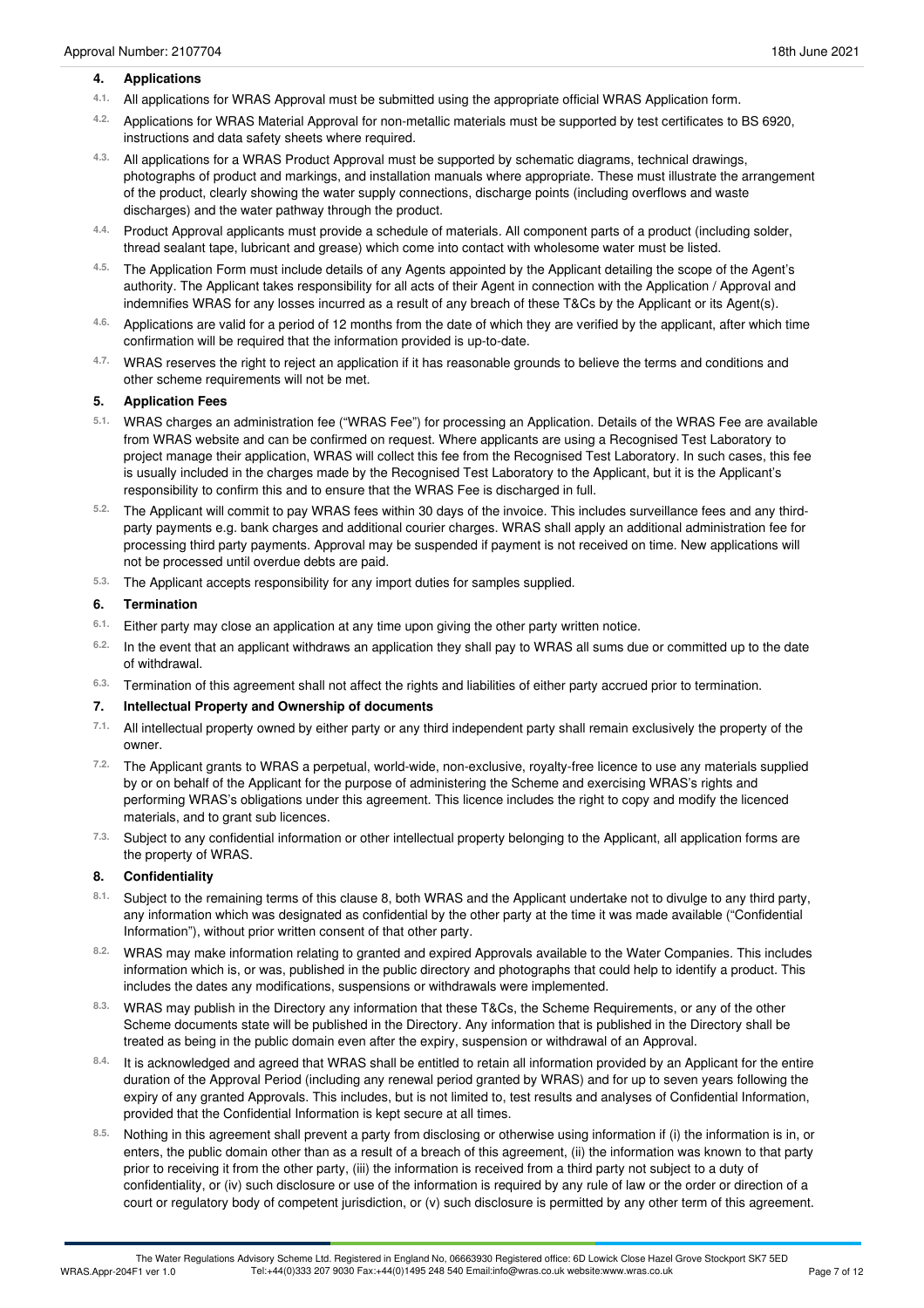## 4. Applications

4.1. All applications for WRAS Approval must be submitted using the appropriate official WRAS Application form.

4.2. Applications for WRAS Material Approval for non-metallic materials must be supported by test certificates to BS 6920, instructions and data safety sheets where required.

4.3. All applications for a WRAS Product Approval must be supported by schematic diagrams, technical drawings, photographs of product and markings, and installation manuals where appropriate. These must illustrate the arrangement of the product, clearly showing the water supply connections, discharge points (including overflows and waste discharges) and the water pathway through the product.

4.4. Product Approval applicants must provide a schedule of materials. All component parts of a product (including solder, thread sealant tape, lubricant and grease) which come into contact with wholesome water must be listed.

4.5. The Application Form must include details of any Agents appointed by the Applicant detailing the scope of the Agent's authority. The Applicant takes responsibility for all acts of their Agent in connection with the Application / Approval and indemnifies WRAS for any losses incurred as a result of any breach of these T&Cs by the Applicant or its Agent(s).

4.6. Applications are valid for a period of 12 months from the date of which they are verified by the applicant, after which time confirmation will be required that the information provided is up-to-date.

4.7. WRAS reserves the right to reject an application if it has reasonable grounds to believe the terms and conditions and other scheme requirements will not be met.

## 5. Application Fees

5.1. WRAS charges an administration fee ("WRAS Fee") for processing an Application. Details of the WRAS Fee are available from WRAS website and can be confirmed on request. Where applicants are using a Recognised Test Laboratory to project manage their application, WRAS will collect this fee from the Recognised Test Laboratory. In such cases, this fee is usually included in the charges made by the Recognised Test Laboratory to the Applicant, but it is the Applicant's responsibility to confirm this and to ensure that the WRAS Fee is discharged in full.

5.2. The Applicant will commit to pay WRAS fees within 30 days of the invoice. This includes surveillance fees and any third-party payments e.g. bank charges and additional courier charges. WRAS shall apply an additional administration fee for processing third party payments. Approval may be suspended if payment is not received on time. New applications will not be processed until overdue debts are paid.

5.3. The Applicant accepts responsibility for any import duties for samples supplied.

## 6. Termination

6.1. Either party may close an application at any time upon giving the other party written notice.

6.2. In the event that an applicant withdraws an application they shall pay to WRAS all sums due or committed up to the date of withdrawal.

6.3. Termination of this agreement shall not affect the rights and liabilities of either party accrued prior to termination.

## 7. Intellectual Property and Ownership of documents

7.1. All intellectual property owned by either party or any third independent party shall remain exclusively the property of the owner.

7.2. The Applicant grants to WRAS a perpetual, world-wide, non-exclusive, royalty-free licence to use any materials supplied by or on behalf of the Applicant for the purpose of administering the Scheme and exercising WRAS's rights and performing WRAS's obligations under this agreement. This licence includes the right to copy and modify the licenced materials, and to grant sub licences.

7.3. Subject to any confidential information or other intellectual property belonging to the Applicant, all application forms are the property of WRAS.

## 8. Confidentiality

8.1. Subject to the remaining terms of this clause 8, both WRAS and the Applicant undertake not to divulge to any third party, any information which was designated as confidential by the other party at the time it was made available ("Confidential Information"), without prior written consent of that other party.

8.2. WRAS may make information relating to granted and expired Approvals available to the Water Companies. This includes information which is, or was, published in the public directory and photographs that could help to identify a product. This includes the dates any modifications, suspensions or withdrawals were implemented.

8.3. WRAS may publish in the Directory any information that these T&Cs, the Scheme Requirements, or any of the other Scheme documents state will be published in the Directory. Any information that is published in the Directory shall be treated as being in the public domain even after the expiry, suspension or withdrawal of an Approval.

8.4. It is acknowledged and agreed that WRAS shall be entitled to retain all information provided by an Applicant for the entire duration of the Approval Period (including any renewal period granted by WRAS) and for up to seven years following the expiry of any granted Approvals. This includes, but is not limited to, test results and analyses of Confidential Information, provided that the Confidential Information is kept secure at all times.

8.5. Nothing in this agreement shall prevent a party from disclosing or otherwise using information if (i) the information is in, or enters, the public domain other than as a result of a breach of this agreement, (ii) the information was known to that party prior to receiving it from the other party, (iii) the information is received from a third party not subject to a duty of confidentiality, or (iv) such disclosure or use of the information is required by any rule of law or the order or direction of a court or regulatory body of competent jurisdiction, or (v) such disclosure is permitted by any other term of this agreement.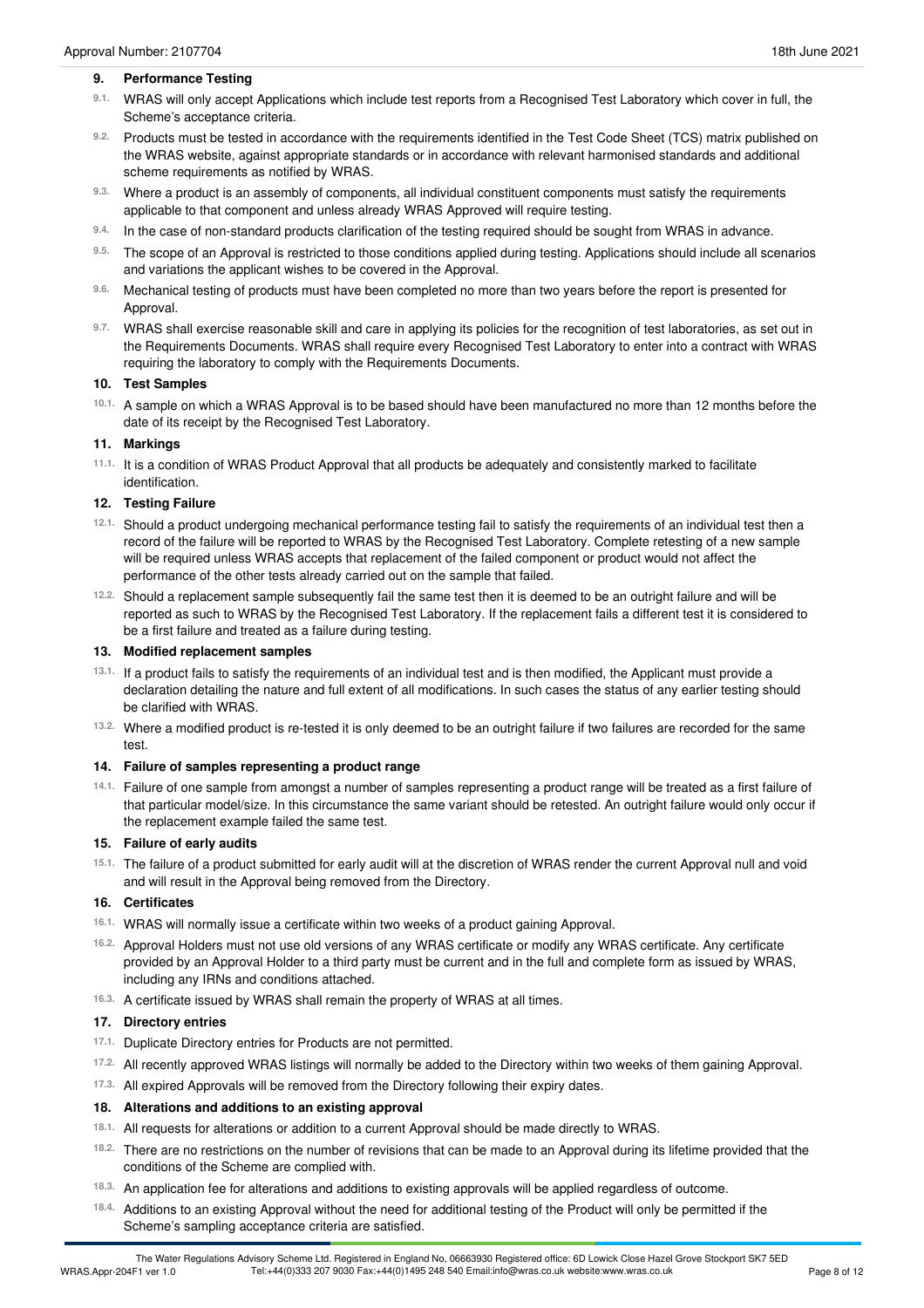## 9. Performance Testing

9.1. WRAS will only accept Applications which include test reports from a Recognised Test Laboratory which cover in full, the Scheme's acceptance criteria.

9.2. Products must be tested in accordance with the requirements identified in the Test Code Sheet (TCS) matrix published on the WRAS website, against appropriate standards or in accordance with relevant harmonised standards and additional scheme requirements as notified by WRAS.

9.3. Where a product is an assembly of components, all individual constituent components must satisfy the requirements applicable to that component and unless already WRAS Approved will require testing.

9.4. In the case of non-standard products clarification of the testing required should be sought from WRAS in advance.

9.5. The scope of an Approval is restricted to those conditions applied during testing. Applications should include all scenarios and variations the applicant wishes to be covered in the Approval.

9.6. Mechanical testing of products must have been completed no more than two years before the report is presented for Approval.

9.7. WRAS shall exercise reasonable skill and care in applying its policies for the recognition of test laboratories, as set out in the Requirements Documents. WRAS shall require every Recognised Test Laboratory to enter into a contract with WRAS requiring the laboratory to comply with the Requirements Documents.

## 10. Test Samples

10.1. A sample on which a WRAS Approval is to be based should have been manufactured no more than 12 months before the date of its receipt by the Recognised Test Laboratory.

## 11. Markings

11.1. It is a condition of WRAS Product Approval that all products be adequately and consistently marked to facilitate identification.

## 12. Testing Failure

12.1. Should a product undergoing mechanical performance testing fail to satisfy the requirements of an individual test then a record of the failure will be reported to WRAS by the Recognised Test Laboratory. Complete retesting of a new sample will be required unless WRAS accepts that replacement of the failed component or product would not affect the performance of the other tests already carried out on the sample that failed.

12.2. Should a replacement sample subsequently fail the same test then it is deemed to be an outright failure and will be reported as such to WRAS by the Recognised Test Laboratory. If the replacement fails a different test it is considered to be a first failure and treated as a failure during testing.

## 13. Modified replacement samples

13.1. If a product fails to satisfy the requirements of an individual test and is then modified, the Applicant must provide a declaration detailing the nature and full extent of all modifications. In such cases the status of any earlier testing should be clarified with WRAS.

13.2. Where a modified product is re-tested it is only deemed to be an outright failure if two failures are recorded for the same test.

## 14. Failure of samples representing a product range

14.1. Failure of one sample from amongst a number of samples representing a product range will be treated as a first failure of that particular model/size. In this circumstance the same variant should be retested. An outright failure would only occur if the replacement example failed the same test.

## 15. Failure of early audits

15.1. The failure of a product submitted for early audit will at the discretion of WRAS render the current Approval null and void and will result in the Approval being removed from the Directory.

## 16. Certificates

16.1. WRAS will normally issue a certificate within two weeks of a product gaining Approval.

16.2. Approval Holders must not use old versions of any WRAS certificate or modify any WRAS certificate. Any certificate provided by an Approval Holder to a third party must be current and in the full and complete form as issued by WRAS, including any IRNs and conditions attached.

16.3. A certificate issued by WRAS shall remain the property of WRAS at all times.

## 17. Directory entries

17.1. Duplicate Directory entries for Products are not permitted.

17.2. All recently approved WRAS listings will normally be added to the Directory within two weeks of them gaining Approval.

17.3. All expired Approvals will be removed from the Directory following their expiry dates.

## 18. Alterations and additions to an existing approval

18.1. All requests for alterations or addition to a current Approval should be made directly to WRAS.

18.2. There are no restrictions on the number of revisions that can be made to an Approval during its lifetime provided that the conditions of the Scheme are complied with.

18.3. An application fee for alterations and additions to existing approvals will be applied regardless of outcome.

18.4. Additions to an existing Approval without the need for additional testing of the Product will only be permitted if the Scheme's sampling acceptance criteria are satisfied.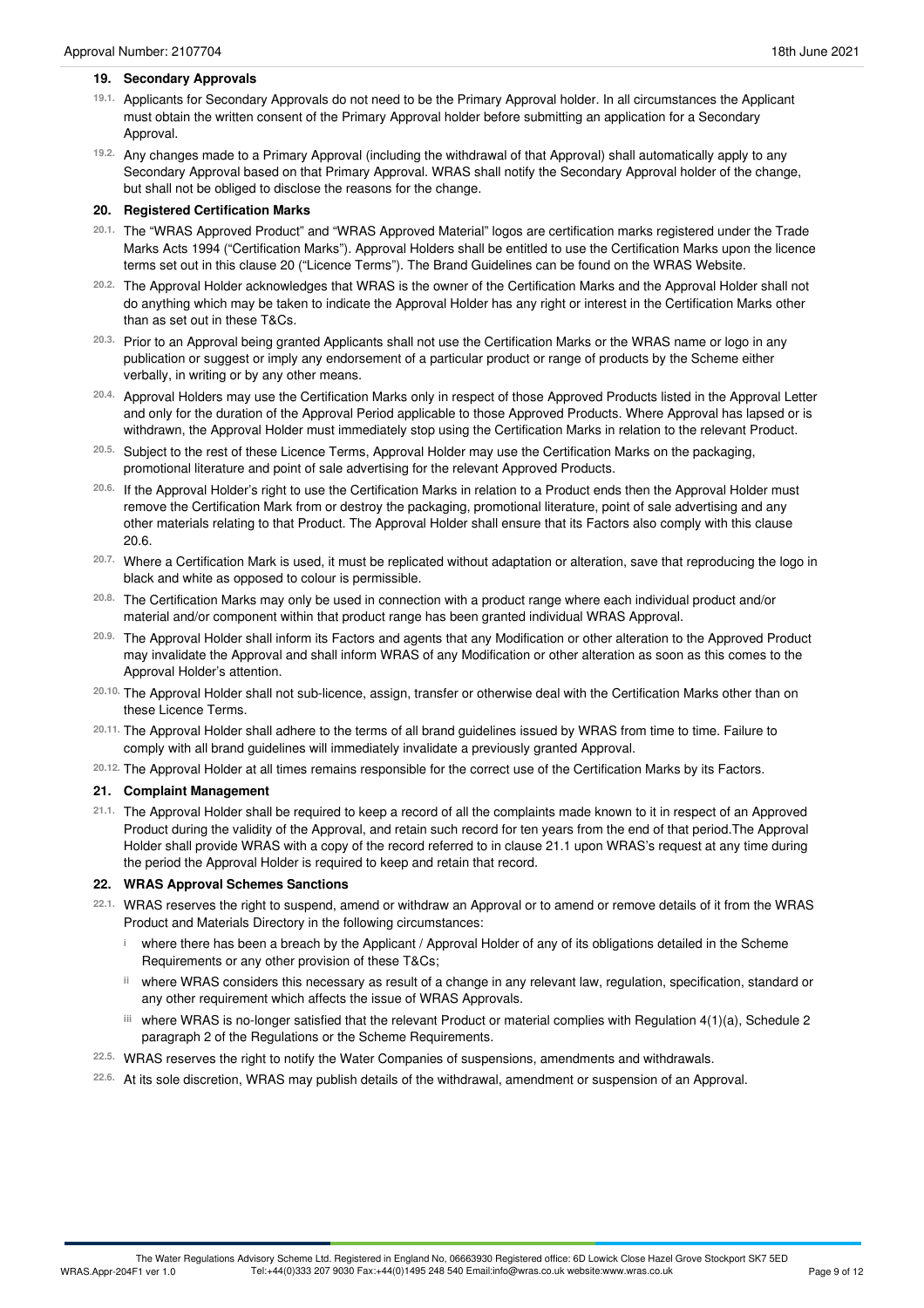## 19. Secondary Approvals

19.1. Applicants for Secondary Approvals do not need to be the Primary Approval holder. In all circumstances the Applicant must obtain the written consent of the Primary Approval holder before submitting an application for a Secondary Approval.

19.2. Any changes made to a Primary Approval (including the withdrawal of that Approval) shall automatically apply to any Secondary Approval based on that Primary Approval. WRAS shall notify the Secondary Approval holder of the change, but shall not be obliged to disclose the reasons for the change.

## 20. Registered Certification Marks

20.1. The "WRAS Approved Product" and "WRAS Approved Material" logos are certification marks registered under the Trade Marks Acts 1994 ("Certification Marks"). Approval Holders shall be entitled to use the Certification Marks upon the licence terms set out in this clause 20 ("Licence Terms"). The Brand Guidelines can be found on the WRAS Website.

20.2. The Approval Holder acknowledges that WRAS is the owner of the Certification Marks and the Approval Holder shall not do anything which may be taken to indicate the Approval Holder has any right or interest in the Certification Marks other than as set out in these T&Cs.

20.3. Prior to an Approval being granted Applicants shall not use the Certification Marks or the WRAS name or logo in any publication or suggest or imply any endorsement of a particular product or range of products by the Scheme either verbally, in writing or by any other means.

20.4. Approval Holders may use the Certification Marks only in respect of those Approved Products listed in the Approval Letter and only for the duration of the Approval Period applicable to those Approved Products. Where Approval has lapsed or is withdrawn, the Approval Holder must immediately stop using the Certification Marks in relation to the relevant Product.

20.5. Subject to the rest of these Licence Terms, Approval Holder may use the Certification Marks on the packaging, promotional literature and point of sale advertising for the relevant Approved Products.

20.6. If the Approval Holder's right to use the Certification Marks in relation to a Product ends then the Approval Holder must remove the Certification Mark from or destroy the packaging, promotional literature, point of sale advertising and any other materials relating to that Product. The Approval Holder shall ensure that its Factors also comply with this clause 20.6.

20.7. Where a Certification Mark is used, it must be replicated without adaptation or alteration, save that reproducing the logo in black and white as opposed to colour is permissible.

20.8. The Certification Marks may only be used in connection with a product range where each individual product and/or material and/or component within that product range has been granted individual WRAS Approval.

20.9. The Approval Holder shall inform its Factors and agents that any Modification or other alteration to the Approved Product may invalidate the Approval and shall inform WRAS of any Modification or other alteration as soon as this comes to the Approval Holder's attention.

20.10. The Approval Holder shall not sub-licence, assign, transfer or otherwise deal with the Certification Marks other than on these Licence Terms.

20.11. The Approval Holder shall adhere to the terms of all brand guidelines issued by WRAS from time to time. Failure to comply with all brand guidelines will immediately invalidate a previously granted Approval.

20.12. The Approval Holder at all times remains responsible for the correct use of the Certification Marks by its Factors.

## 21. Complaint Management

21.1. The Approval Holder shall be required to keep a record of all the complaints made known to it in respect of an Approved Product during the validity of the Approval, and retain such record for ten years from the end of that period.The Approval Holder shall provide WRAS with a copy of the record referred to in clause 21.1 upon WRAS's request at any time during the period the Approval Holder is required to keep and retain that record.

## 22. WRAS Approval Schemes Sanctions

22.1. WRAS reserves the right to suspend, amend or withdraw an Approval or to amend or remove details of it from the WRAS Product and Materials Directory in the following circumstances:

- i where there has been a breach by the Applicant / Approval Holder of any of its obligations detailed in the Scheme Requirements or any other provision of these T&Cs;
- ii where WRAS considers this necessary as result of a change in any relevant law, regulation, specification, standard or any other requirement which affects the issue of WRAS Approvals.
- iii where WRAS is no-longer satisfied that the relevant Product or material complies with Regulation 4(1)(a), Schedule 2 paragraph 2 of the Regulations or the Scheme Requirements.

22.5. WRAS reserves the right to notify the Water Companies of suspensions, amendments and withdrawals.

22.6. At its sole discretion, WRAS may publish details of the withdrawal, amendment or suspension of an Approval.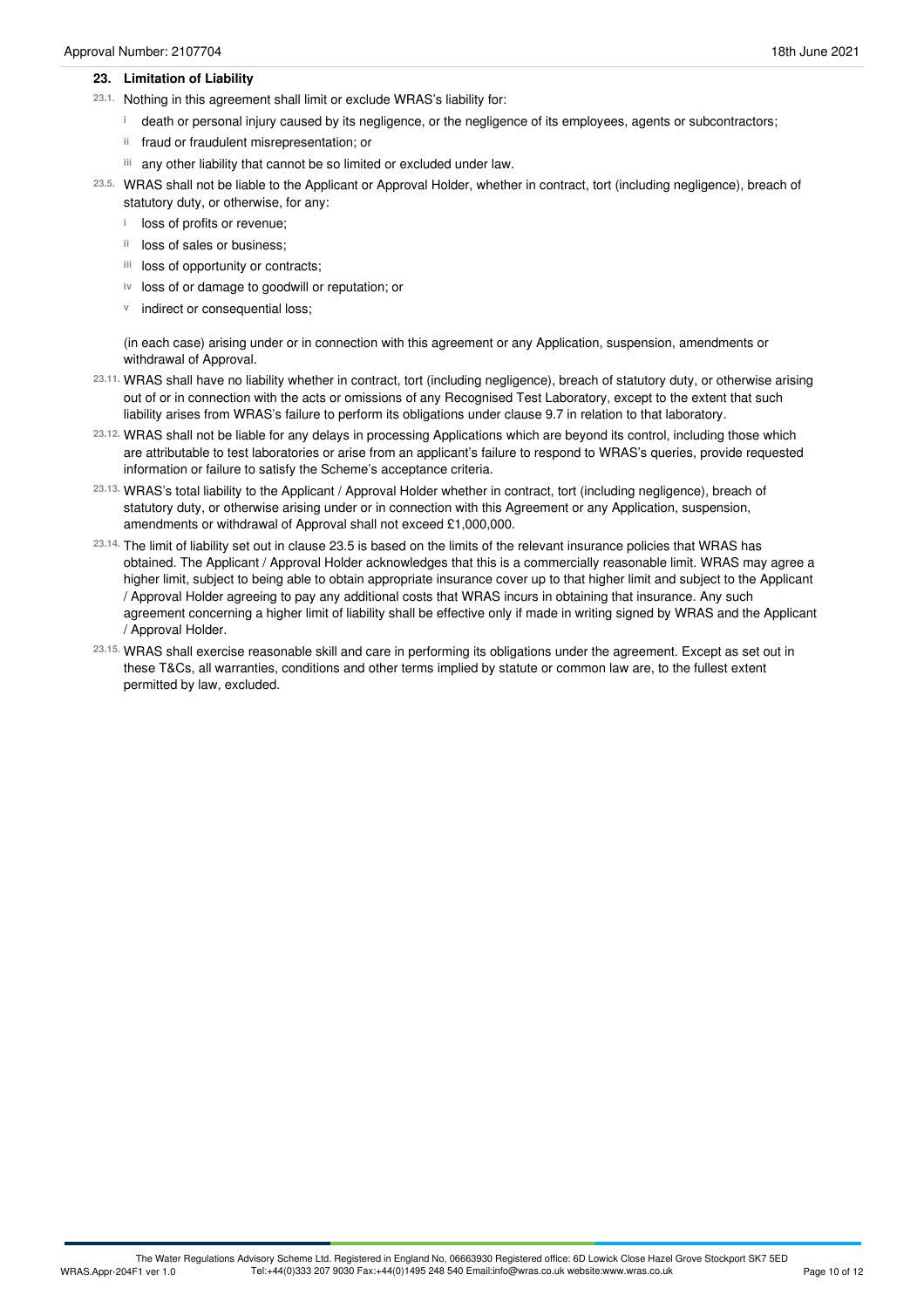## 23. Limitation of Liability

23.1. Nothing in this agreement shall limit or exclude WRAS's liability for:

- i death or personal injury caused by its negligence, or the negligence of its employees, agents or subcontractors;
- ii fraud or fraudulent misrepresentation; or
- iii any other liability that cannot be so limited or excluded under law.

23.5. WRAS shall not be liable to the Applicant or Approval Holder, whether in contract, tort (including negligence), breach of statutory duty, or otherwise, for any:

- i loss of profits or revenue;
- ii loss of sales or business;
- iii loss of opportunity or contracts;
- iv loss of or damage to goodwill or reputation; or
- v indirect or consequential loss;

(in each case) arising under or in connection with this agreement or any Application, suspension, amendments or withdrawal of Approval.

23.11. WRAS shall have no liability whether in contract, tort (including negligence), breach of statutory duty, or otherwise arising out of or in connection with the acts or omissions of any Recognised Test Laboratory, except to the extent that such liability arises from WRAS's failure to perform its obligations under clause 9.7 in relation to that laboratory.

23.12. WRAS shall not be liable for any delays in processing Applications which are beyond its control, including those which are attributable to test laboratories or arise from an applicant's failure to respond to WRAS's queries, provide requested information or failure to satisfy the Scheme's acceptance criteria.

23.13. WRAS's total liability to the Applicant / Approval Holder whether in contract, tort (including negligence), breach of statutory duty, or otherwise arising under or in connection with this Agreement or any Application, suspension, amendments or withdrawal of Approval shall not exceed £1,000,000.

23.14. The limit of liability set out in clause 23.5 is based on the limits of the relevant insurance policies that WRAS has obtained. The Applicant / Approval Holder acknowledges that this is a commercially reasonable limit. WRAS may agree a higher limit, subject to being able to obtain appropriate insurance cover up to that higher limit and subject to the Applicant / Approval Holder agreeing to pay any additional costs that WRAS incurs in obtaining that insurance. Any such agreement concerning a higher limit of liability shall be effective only if made in writing signed by WRAS and the Applicant / Approval Holder.

23.15. WRAS shall exercise reasonable skill and care in performing its obligations under the agreement. Except as set out in these T&Cs, all warranties, conditions and other terms implied by statute or common law are, to the fullest extent permitted by law, excluded.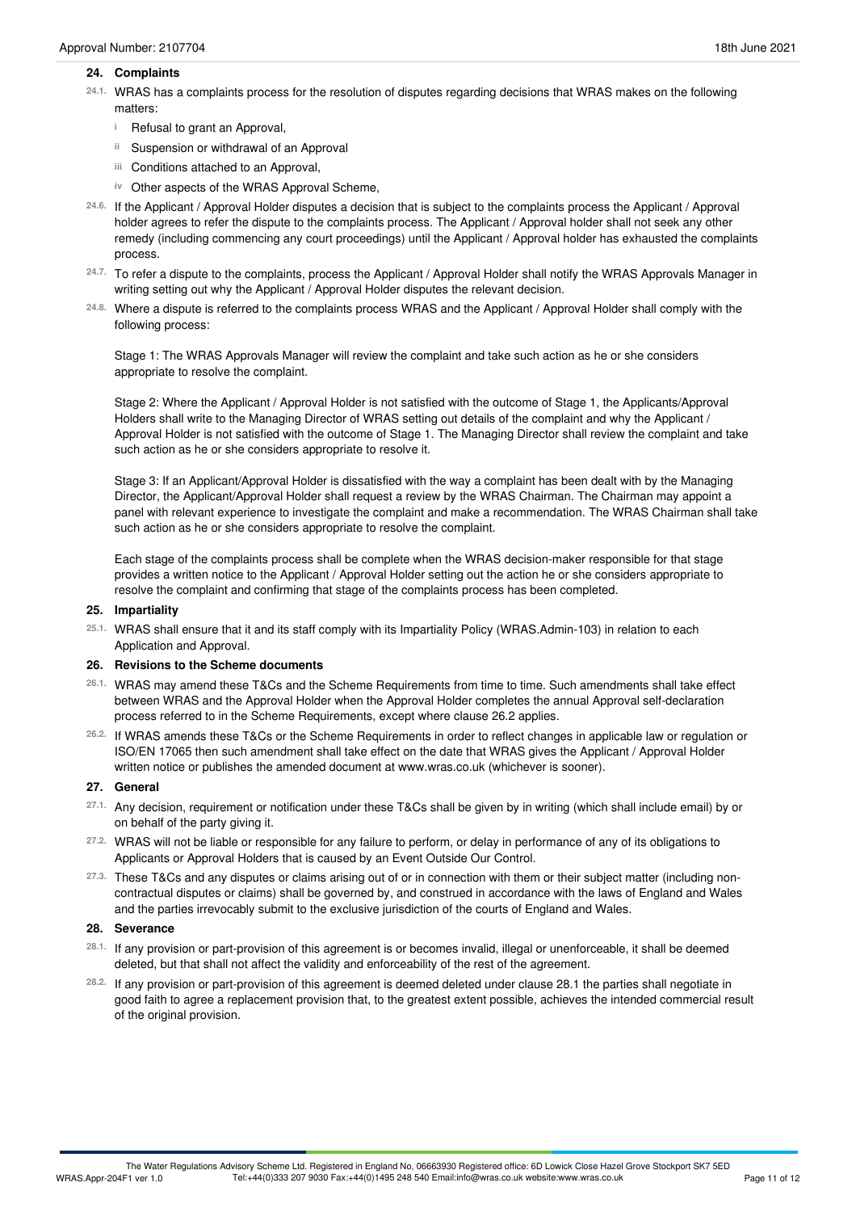## 24. Complaints

24.1. WRAS has a complaints process for the resolution of disputes regarding decisions that WRAS makes on the following matters:

- i Refusal to grant an Approval,
- ii Suspension or withdrawal of an Approval
- iii Conditions attached to an Approval,
- iv Other aspects of the WRAS Approval Scheme,

24.6. If the Applicant / Approval Holder disputes a decision that is subject to the complaints process the Applicant / Approval holder agrees to refer the dispute to the complaints process. The Applicant / Approval holder shall not seek any other remedy (including commencing any court proceedings) until the Applicant / Approval holder has exhausted the complaints process.

24.7. To refer a dispute to the complaints, process the Applicant / Approval Holder shall notify the WRAS Approvals Manager in writing setting out why the Applicant / Approval Holder disputes the relevant decision.

24.8. Where a dispute is referred to the complaints process WRAS and the Applicant / Approval Holder shall comply with the following process:

Stage 1: The WRAS Approvals Manager will review the complaint and take such action as he or she considers appropriate to resolve the complaint.

Stage 2: Where the Applicant / Approval Holder is not satisfied with the outcome of Stage 1, the Applicants/Approval Holders shall write to the Managing Director of WRAS setting out details of the complaint and why the Applicant / Approval Holder is not satisfied with the outcome of Stage 1. The Managing Director shall review the complaint and take such action as he or she considers appropriate to resolve it.

Stage 3: If an Applicant/Approval Holder is dissatisfied with the way a complaint has been dealt with by the Managing Director, the Applicant/Approval Holder shall request a review by the WRAS Chairman. The Chairman may appoint a panel with relevant experience to investigate the complaint and make a recommendation. The WRAS Chairman shall take such action as he or she considers appropriate to resolve the complaint.

Each stage of the complaints process shall be complete when the WRAS decision-maker responsible for that stage provides a written notice to the Applicant / Approval Holder setting out the action he or she considers appropriate to resolve the complaint and confirming that stage of the complaints process has been completed.

## 25. Impartiality

25.1. WRAS shall ensure that it and its staff comply with its Impartiality Policy (WRAS.Admin-103) in relation to each Application and Approval.

## 26. Revisions to the Scheme documents

26.1. WRAS may amend these T&Cs and the Scheme Requirements from time to time. Such amendments shall take effect between WRAS and the Approval Holder when the Approval Holder completes the annual Approval self-declaration process referred to in the Scheme Requirements, except where clause 26.2 applies.

26.2. If WRAS amends these T&Cs or the Scheme Requirements in order to reflect changes in applicable law or regulation or ISO/EN 17065 then such amendment shall take effect on the date that WRAS gives the Applicant / Approval Holder written notice or publishes the amended document at www.wras.co.uk (whichever is sooner).

## 27. General

27.1. Any decision, requirement or notification under these T&Cs shall be given by in writing (which shall include email) by or on behalf of the party giving it.

27.2. WRAS will not be liable or responsible for any failure to perform, or delay in performance of any of its obligations to Applicants or Approval Holders that is caused by an Event Outside Our Control.

27.3. These T&Cs and any disputes or claims arising out of or in connection with them or their subject matter (including non-contractual disputes or claims) shall be governed by, and construed in accordance with the laws of England and Wales and the parties irrevocably submit to the exclusive jurisdiction of the courts of England and Wales.

## 28. Severance

28.1. If any provision or part-provision of this agreement is or becomes invalid, illegal or unenforceable, it shall be deemed deleted, but that shall not affect the validity and enforceability of the rest of the agreement.

28.2. If any provision or part-provision of this agreement is deemed deleted under clause 28.1 the parties shall negotiate in good faith to agree a replacement provision that, to the greatest extent possible, achieves the intended commercial result of the original provision.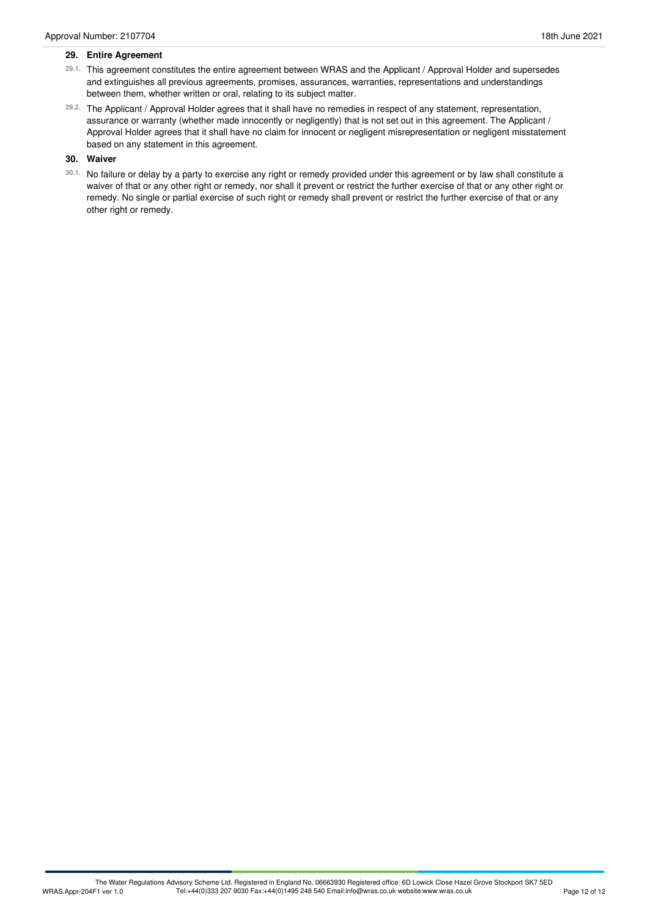## 29. Entire Agreement

29.1. This agreement constitutes the entire agreement between WRAS and the Applicant / Approval Holder and supersedes and extinguishes all previous agreements, promises, assurances, warranties, representations and understandings between them, whether written or oral, relating to its subject matter.

29.2. The Applicant / Approval Holder agrees that it shall have no remedies in respect of any statement, representation, assurance or warranty (whether made innocently or negligently) that is not set out in this agreement. The Applicant / Approval Holder agrees that it shall have no claim for innocent or negligent misrepresentation or negligent misstatement based on any statement in this agreement.

## 30. Waiver

30.1. No failure or delay by a party to exercise any right or remedy provided under this agreement or by law shall constitute a waiver of that or any other right or remedy, nor shall it prevent or restrict the further exercise of that or any other right or remedy. No single or partial exercise of such right or remedy shall prevent or restrict the further exercise of that or any other right or remedy.